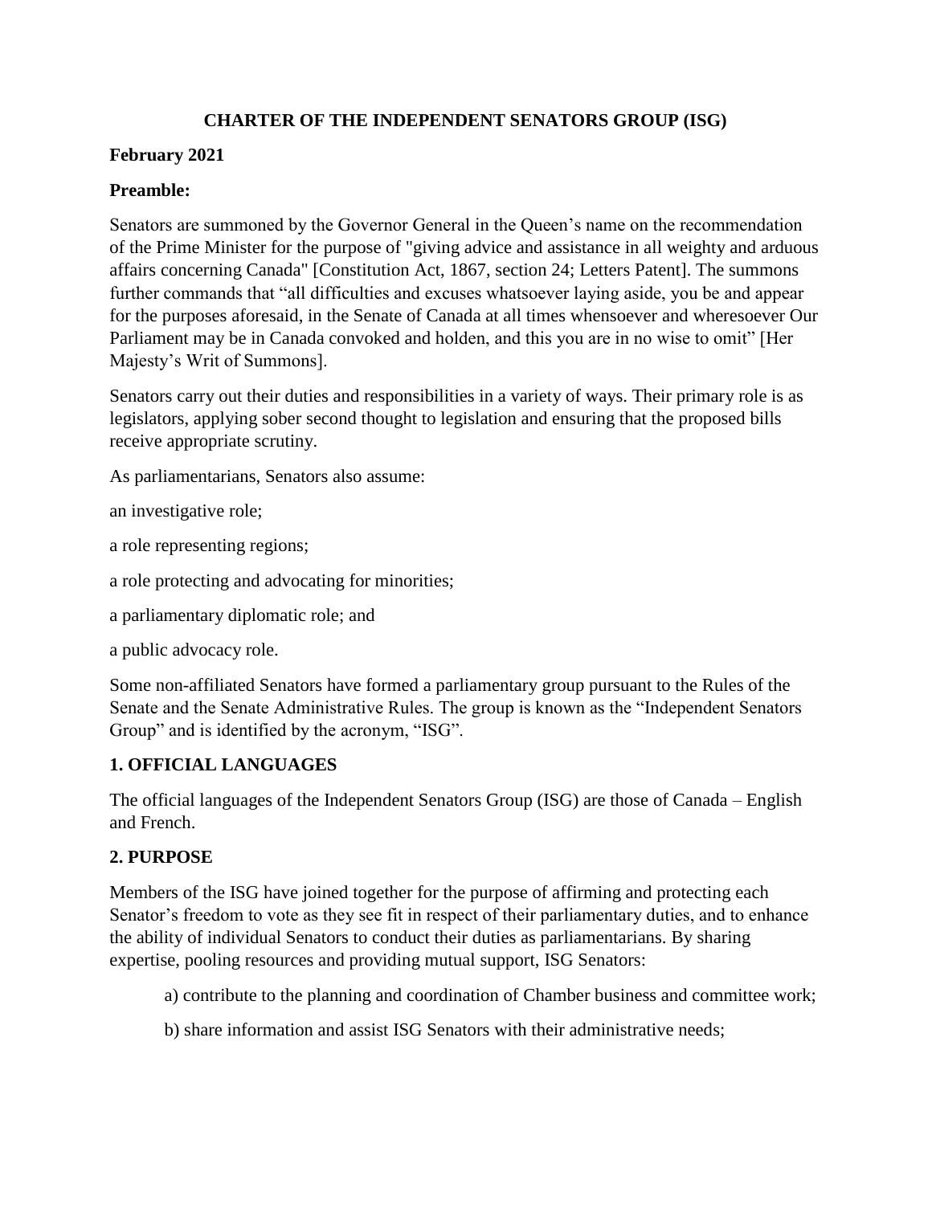# CHARTER OF THE INDEPENDENT SENATORS GROUP (ISG)

**February 2021**

**Preamble:**

Senators are summoned by the Governor General in the Queen's name on the recommendation of the Prime Minister for the purpose of "giving advice and assistance in all weighty and arduous affairs concerning Canada" [Constitution Act, 1867, section 24; Letters Patent]. The summons further commands that "all difficulties and excuses whatsoever laying aside, you be and appear for the purposes aforesaid, in the Senate of Canada at all times whensoever and wheresoever Our Parliament may be in Canada convoked and holden, and this you are in no wise to omit" [Her Majesty's Writ of Summons].

Senators carry out their duties and responsibilities in a variety of ways. Their primary role is as legislators, applying sober second thought to legislation and ensuring that the proposed bills receive appropriate scrutiny.

As parliamentarians, Senators also assume:

an investigative role;

a role representing regions;

a role protecting and advocating for minorities;

a parliamentary diplomatic role; and

a public advocacy role.

Some non-affiliated Senators have formed a parliamentary group pursuant to the Rules of the Senate and the Senate Administrative Rules. The group is known as the "Independent Senators Group" and is identified by the acronym, "ISG".

## 1. OFFICIAL LANGUAGES

The official languages of the Independent Senators Group (ISG) are those of Canada – English and French.

## 2. PURPOSE

Members of the ISG have joined together for the purpose of affirming and protecting each Senator's freedom to vote as they see fit in respect of their parliamentary duties, and to enhance the ability of individual Senators to conduct their duties as parliamentarians. By sharing expertise, pooling resources and providing mutual support, ISG Senators:

a) contribute to the planning and coordination of Chamber business and committee work;

b) share information and assist ISG Senators with their administrative needs;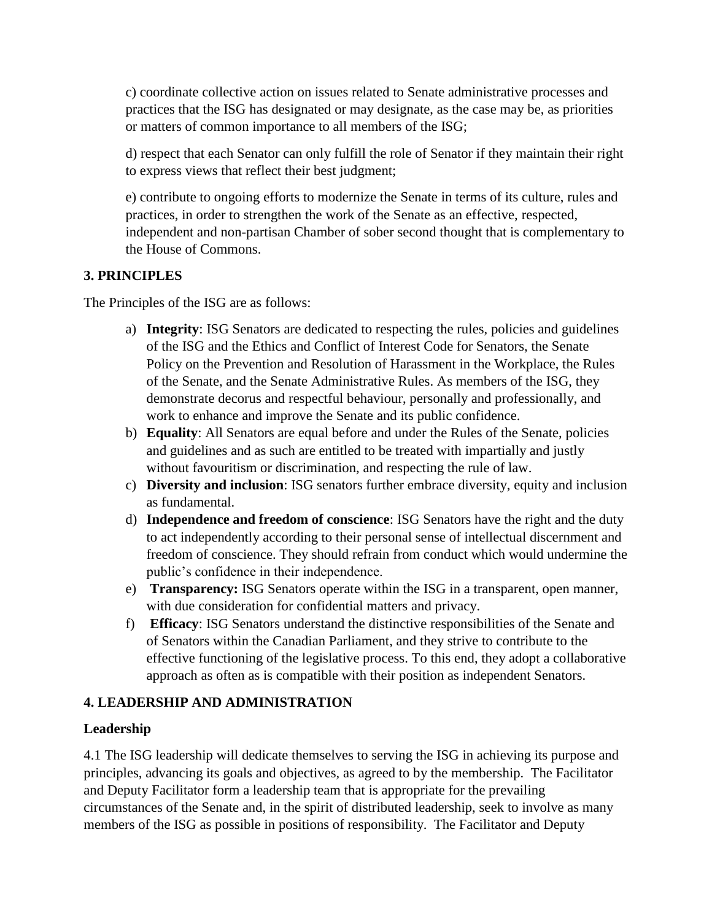c) coordinate collective action on issues related to Senate administrative processes and practices that the ISG has designated or may designate, as the case may be, as priorities or matters of common importance to all members of the ISG;

d) respect that each Senator can only fulfill the role of Senator if they maintain their right to express views that reflect their best judgment;

e) contribute to ongoing efforts to modernize the Senate in terms of its culture, rules and practices, in order to strengthen the work of the Senate as an effective, respected, independent and non-partisan Chamber of sober second thought that is complementary to the House of Commons.

## 3. PRINCIPLES

The Principles of the ISG are as follows:

a) **Integrity**: ISG Senators are dedicated to respecting the rules, policies and guidelines of the ISG and the Ethics and Conflict of Interest Code for Senators, the Senate Policy on the Prevention and Resolution of Harassment in the Workplace, the Rules of the Senate, and the Senate Administrative Rules. As members of the ISG, they demonstrate decorus and respectful behaviour, personally and professionally, and work to enhance and improve the Senate and its public confidence.

b) **Equality**: All Senators are equal before and under the Rules of the Senate, policies and guidelines and as such are entitled to be treated with impartially and justly without favouritism or discrimination, and respecting the rule of law.

c) **Diversity and inclusion**: ISG senators further embrace diversity, equity and inclusion as fundamental.

d) **Independence and freedom of conscience**: ISG Senators have the right and the duty to act independently according to their personal sense of intellectual discernment and freedom of conscience. They should refrain from conduct which would undermine the public's confidence in their independence.

e) **Transparency:** ISG Senators operate within the ISG in a transparent, open manner, with due consideration for confidential matters and privacy.

f) **Efficacy**: ISG Senators understand the distinctive responsibilities of the Senate and of Senators within the Canadian Parliament, and they strive to contribute to the effective functioning of the legislative process. To this end, they adopt a collaborative approach as often as is compatible with their position as independent Senators.

## 4. LEADERSHIP AND ADMINISTRATION

### Leadership

4.1 The ISG leadership will dedicate themselves to serving the ISG in achieving its purpose and principles, advancing its goals and objectives, as agreed to by the membership. The Facilitator and Deputy Facilitator form a leadership team that is appropriate for the prevailing circumstances of the Senate and, in the spirit of distributed leadership, seek to involve as many members of the ISG as possible in positions of responsibility. The Facilitator and Deputy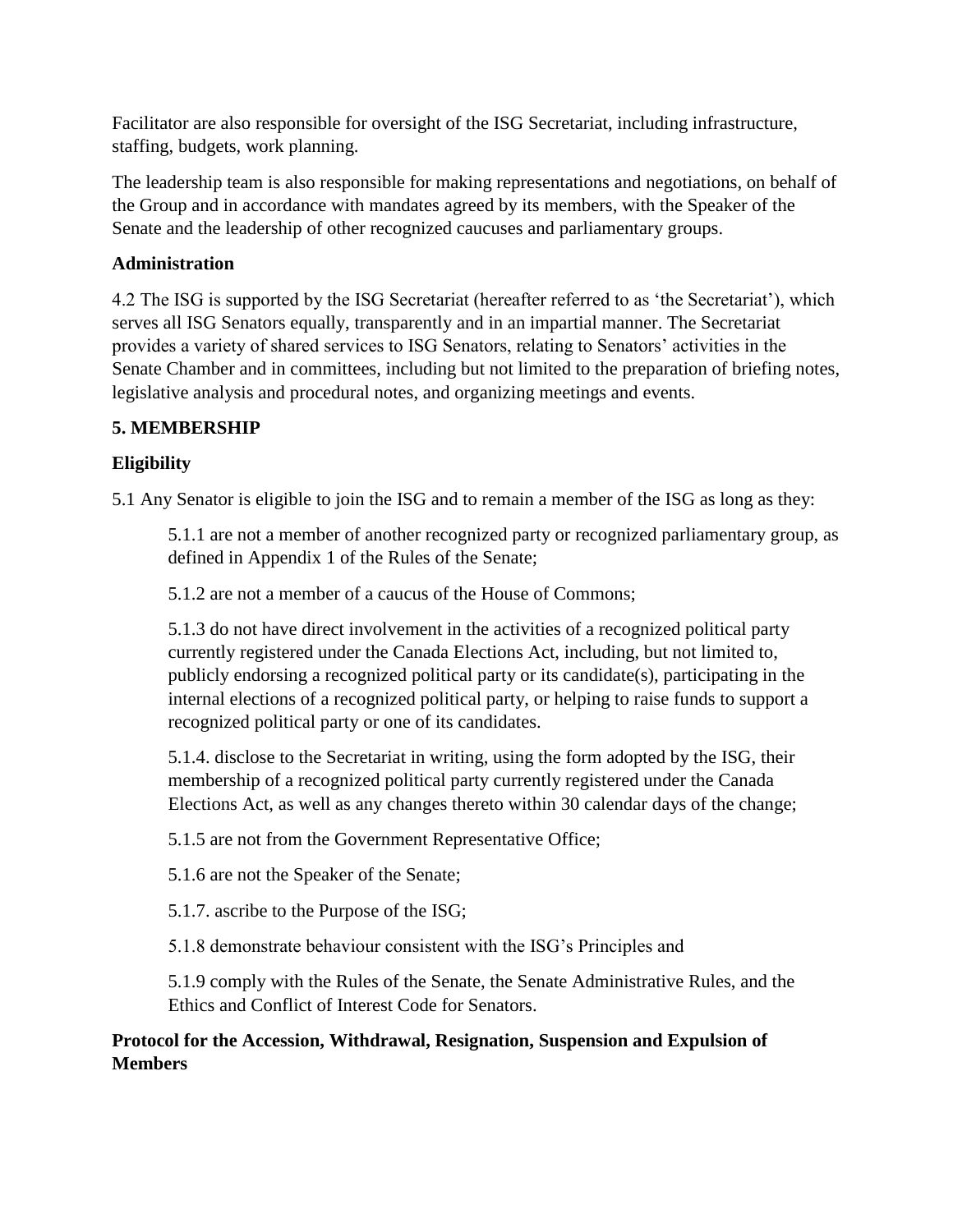Facilitator are also responsible for oversight of the ISG Secretariat, including infrastructure, staffing, budgets, work planning.

The leadership team is also responsible for making representations and negotiations, on behalf of the Group and in accordance with mandates agreed by its members, with the Speaker of the Senate and the leadership of other recognized caucuses and parliamentary groups.

**Administration**

4.2 The ISG is supported by the ISG Secretariat (hereafter referred to as 'the Secretariat'), which serves all ISG Senators equally, transparently and in an impartial manner. The Secretariat provides a variety of shared services to ISG Senators, relating to Senators' activities in the Senate Chamber and in committees, including but not limited to the preparation of briefing notes, legislative analysis and procedural notes, and organizing meetings and events.

## 5. MEMBERSHIP

**Eligibility**

5.1 Any Senator is eligible to join the ISG and to remain a member of the ISG as long as they:

> 5.1.1 are not a member of another recognized party or recognized parliamentary group, as defined in Appendix 1 of the Rules of the Senate;
>
> 5.1.2 are not a member of a caucus of the House of Commons;
>
> 5.1.3 do not have direct involvement in the activities of a recognized political party currently registered under the Canada Elections Act, including, but not limited to, publicly endorsing a recognized political party or its candidate(s), participating in the internal elections of a recognized political party, or helping to raise funds to support a recognized political party or one of its candidates.
>
> 5.1.4. disclose to the Secretariat in writing, using the form adopted by the ISG, their membership of a recognized political party currently registered under the Canada Elections Act, as well as any changes thereto within 30 calendar days of the change;
>
> 5.1.5 are not from the Government Representative Office;
>
> 5.1.6 are not the Speaker of the Senate;
>
> 5.1.7. ascribe to the Purpose of the ISG;
>
> 5.1.8 demonstrate behaviour consistent with the ISG's Principles and
>
> 5.1.9 comply with the Rules of the Senate, the Senate Administrative Rules, and the Ethics and Conflict of Interest Code for Senators.

**Protocol for the Accession, Withdrawal, Resignation, Suspension and Expulsion of Members**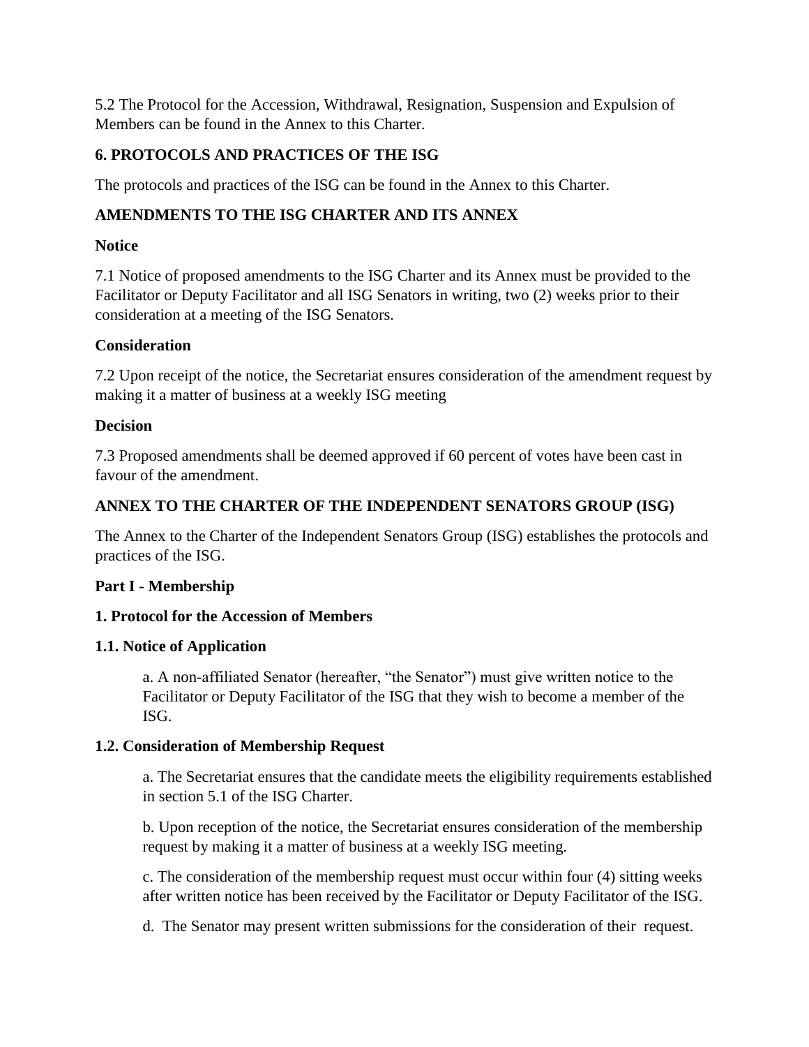5.2 The Protocol for the Accession, Withdrawal, Resignation, Suspension and Expulsion of Members can be found in the Annex to this Charter.

## 6. PROTOCOLS AND PRACTICES OF THE ISG

The protocols and practices of the ISG can be found in the Annex to this Charter.

## AMENDMENTS TO THE ISG CHARTER AND ITS ANNEX

### Notice

7.1 Notice of proposed amendments to the ISG Charter and its Annex must be provided to the Facilitator or Deputy Facilitator and all ISG Senators in writing, two (2) weeks prior to their consideration at a meeting of the ISG Senators.

### Consideration

7.2 Upon receipt of the notice, the Secretariat ensures consideration of the amendment request by making it a matter of business at a weekly ISG meeting

### Decision

7.3 Proposed amendments shall be deemed approved if 60 percent of votes have been cast in favour of the amendment.

# ANNEX TO THE CHARTER OF THE INDEPENDENT SENATORS GROUP (ISG)

The Annex to the Charter of the Independent Senators Group (ISG) establishes the protocols and practices of the ISG.

## Part I - Membership

### 1. Protocol for the Accession of Members

#### 1.1. Notice of Application

a. A non-affiliated Senator (hereafter, "the Senator") must give written notice to the Facilitator or Deputy Facilitator of the ISG that they wish to become a member of the ISG.

#### 1.2. Consideration of Membership Request

a. The Secretariat ensures that the candidate meets the eligibility requirements established in section 5.1 of the ISG Charter.

b. Upon reception of the notice, the Secretariat ensures consideration of the membership request by making it a matter of business at a weekly ISG meeting.

c. The consideration of the membership request must occur within four (4) sitting weeks after written notice has been received by the Facilitator or Deputy Facilitator of the ISG.

d. The Senator may present written submissions for the consideration of their request.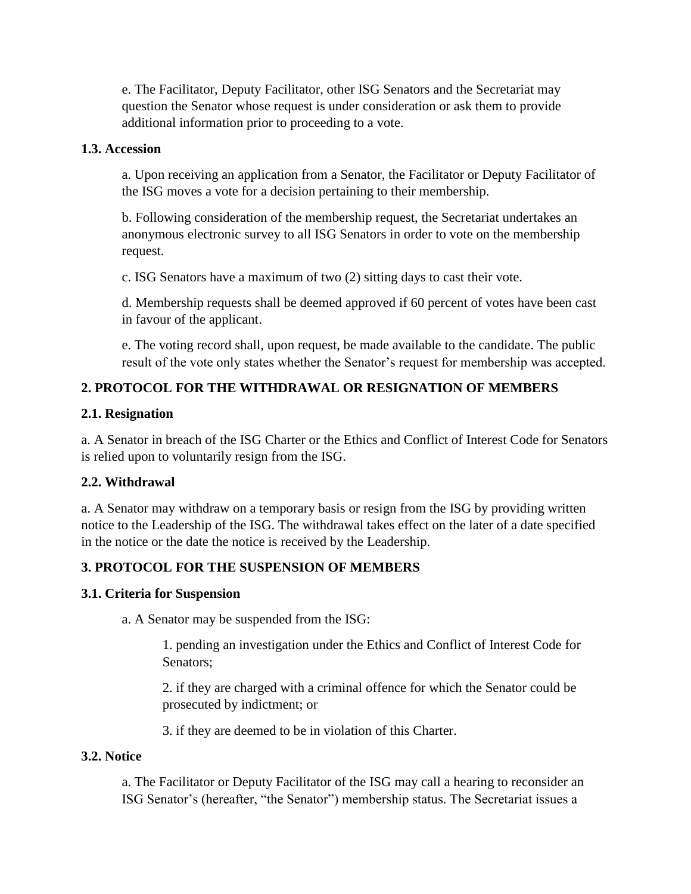e. The Facilitator, Deputy Facilitator, other ISG Senators and the Secretariat may question the Senator whose request is under consideration or ask them to provide additional information prior to proceeding to a vote.

### 1.3. Accession

a. Upon receiving an application from a Senator, the Facilitator or Deputy Facilitator of the ISG moves a vote for a decision pertaining to their membership.

b. Following consideration of the membership request, the Secretariat undertakes an anonymous electronic survey to all ISG Senators in order to vote on the membership request.

c. ISG Senators have a maximum of two (2) sitting days to cast their vote.

d. Membership requests shall be deemed approved if 60 percent of votes have been cast in favour of the applicant.

e. The voting record shall, upon request, be made available to the candidate. The public result of the vote only states whether the Senator's request for membership was accepted.

## 2. PROTOCOL FOR THE WITHDRAWAL OR RESIGNATION OF MEMBERS

### 2.1. Resignation

a. A Senator in breach of the ISG Charter or the Ethics and Conflict of Interest Code for Senators is relied upon to voluntarily resign from the ISG.

### 2.2. Withdrawal

a. A Senator may withdraw on a temporary basis or resign from the ISG by providing written notice to the Leadership of the ISG. The withdrawal takes effect on the later of a date specified in the notice or the date the notice is received by the Leadership.

## 3. PROTOCOL FOR THE SUSPENSION OF MEMBERS

### 3.1. Criteria for Suspension

a. A Senator may be suspended from the ISG:

1. pending an investigation under the Ethics and Conflict of Interest Code for Senators;

2. if they are charged with a criminal offence for which the Senator could be prosecuted by indictment; or

3. if they are deemed to be in violation of this Charter.

### 3.2. Notice

a. The Facilitator or Deputy Facilitator of the ISG may call a hearing to reconsider an ISG Senator's (hereafter, "the Senator") membership status. The Secretariat issues a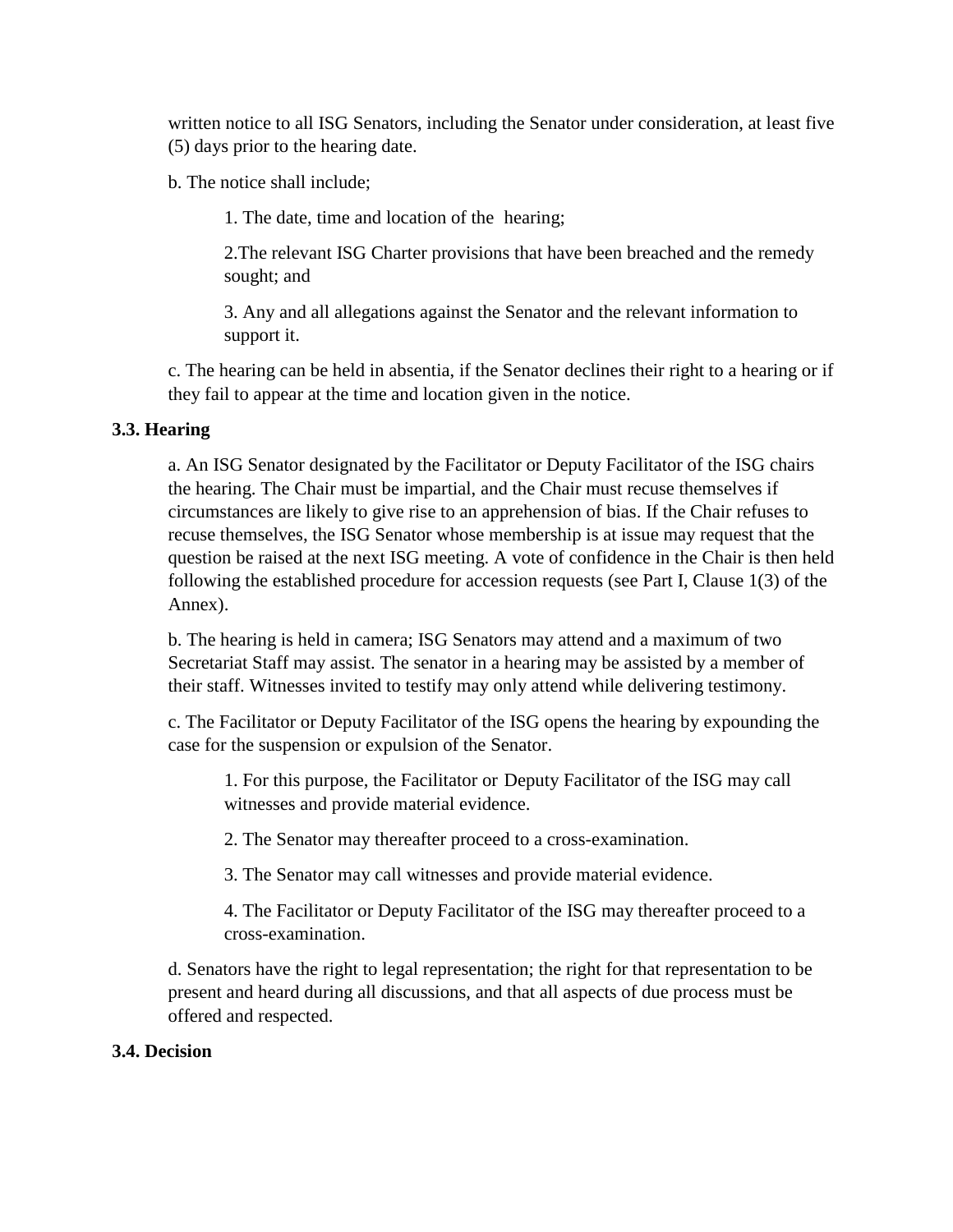written notice to all ISG Senators, including the Senator under consideration, at least five (5) days prior to the hearing date.

b. The notice shall include;

1. The date, time and location of the hearing;

2. The relevant ISG Charter provisions that have been breached and the remedy sought; and

3. Any and all allegations against the Senator and the relevant information to support it.

c. The hearing can be held in absentia, if the Senator declines their right to a hearing or if they fail to appear at the time and location given in the notice.

**3.3. Hearing**

a. An ISG Senator designated by the Facilitator or Deputy Facilitator of the ISG chairs the hearing. The Chair must be impartial, and the Chair must recuse themselves if circumstances are likely to give rise to an apprehension of bias. If the Chair refuses to recuse themselves, the ISG Senator whose membership is at issue may request that the question be raised at the next ISG meeting. A vote of confidence in the Chair is then held following the established procedure for accession requests (see Part I, Clause 1(3) of the Annex).

b. The hearing is held in camera; ISG Senators may attend and a maximum of two Secretariat Staff may assist. The senator in a hearing may be assisted by a member of their staff. Witnesses invited to testify may only attend while delivering testimony.

c. The Facilitator or Deputy Facilitator of the ISG opens the hearing by expounding the case for the suspension or expulsion of the Senator.

1. For this purpose, the Facilitator or Deputy Facilitator of the ISG may call witnesses and provide material evidence.

2. The Senator may thereafter proceed to a cross-examination.

3. The Senator may call witnesses and provide material evidence.

4. The Facilitator or Deputy Facilitator of the ISG may thereafter proceed to a cross-examination.

d. Senators have the right to legal representation; the right for that representation to be present and heard during all discussions, and that all aspects of due process must be offered and respected.

**3.4. Decision**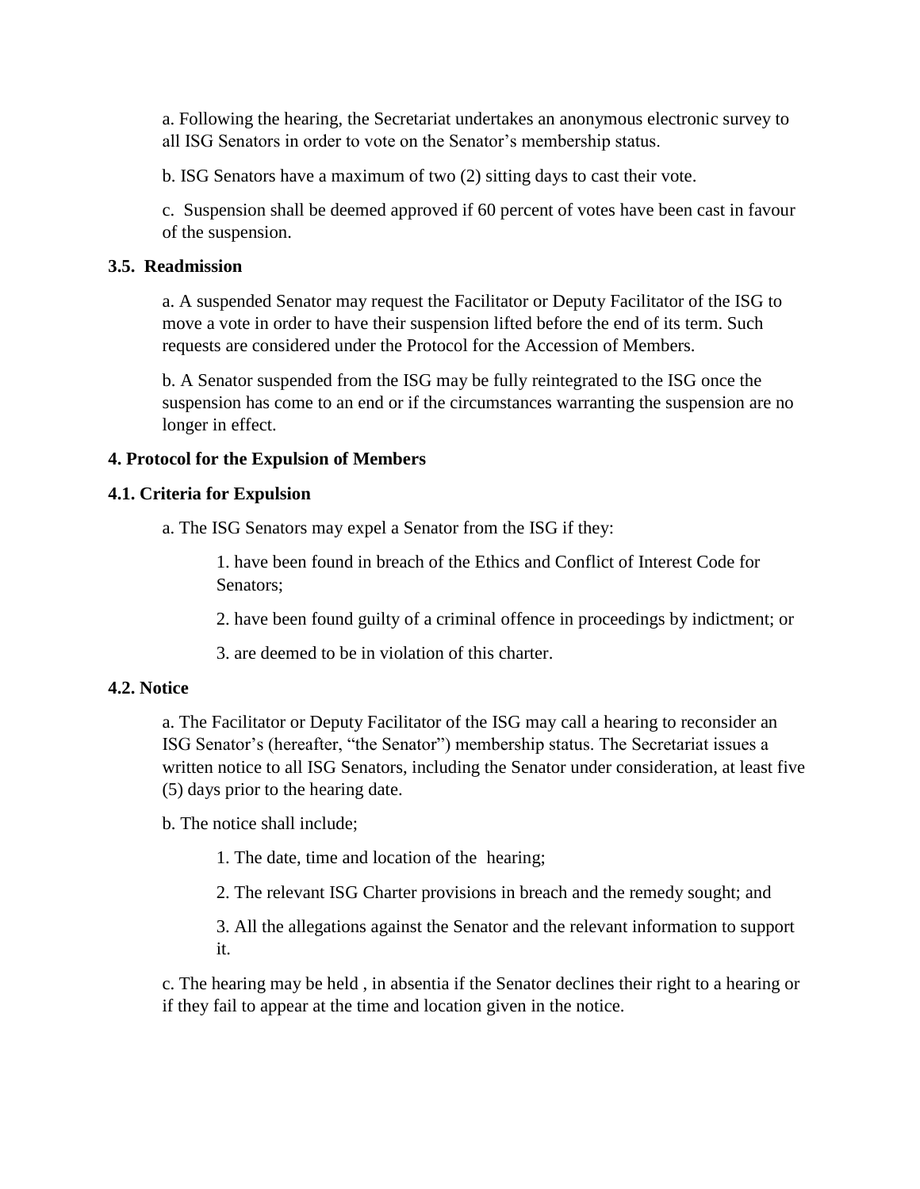a. Following the hearing, the Secretariat undertakes an anonymous electronic survey to all ISG Senators in order to vote on the Senator's membership status.

b. ISG Senators have a maximum of two (2) sitting days to cast their vote.

c. Suspension shall be deemed approved if 60 percent of votes have been cast in favour of the suspension.

### 3.5. Readmission

a. A suspended Senator may request the Facilitator or Deputy Facilitator of the ISG to move a vote in order to have their suspension lifted before the end of its term. Such requests are considered under the Protocol for the Accession of Members.

b. A Senator suspended from the ISG may be fully reintegrated to the ISG once the suspension has come to an end or if the circumstances warranting the suspension are no longer in effect.

## 4. Protocol for the Expulsion of Members

### 4.1. Criteria for Expulsion

a. The ISG Senators may expel a Senator from the ISG if they:

1. have been found in breach of the Ethics and Conflict of Interest Code for Senators;
2. have been found guilty of a criminal offence in proceedings by indictment; or
3. are deemed to be in violation of this charter.

### 4.2. Notice

a. The Facilitator or Deputy Facilitator of the ISG may call a hearing to reconsider an ISG Senator's (hereafter, "the Senator") membership status. The Secretariat issues a written notice to all ISG Senators, including the Senator under consideration, at least five (5) days prior to the hearing date.

b. The notice shall include;

1. The date, time and location of the hearing;
2. The relevant ISG Charter provisions in breach and the remedy sought; and
3. All the allegations against the Senator and the relevant information to support it.

c. The hearing may be held , in absentia if the Senator declines their right to a hearing or if they fail to appear at the time and location given in the notice.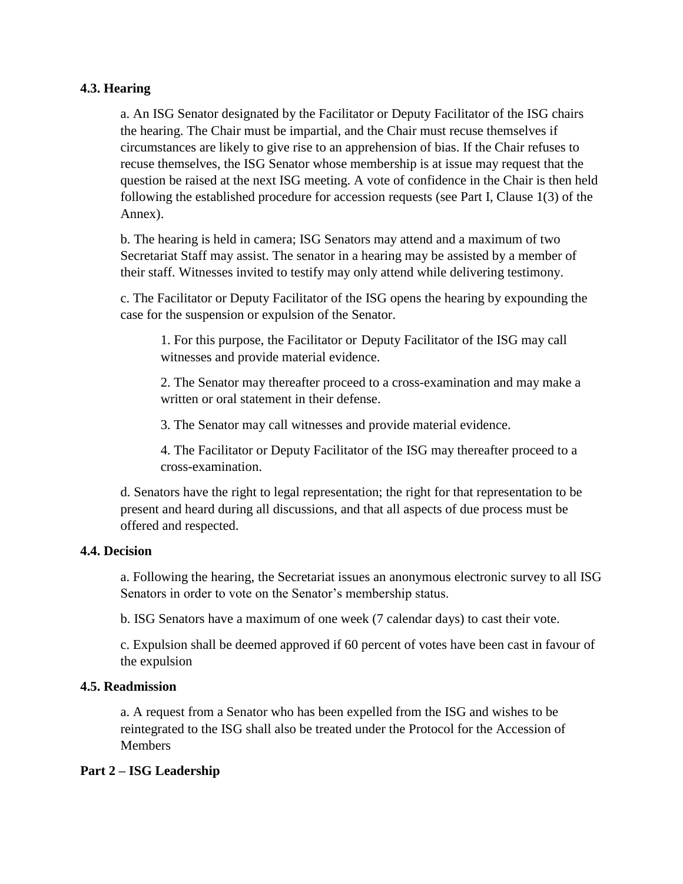### 4.3. Hearing

a. An ISG Senator designated by the Facilitator or Deputy Facilitator of the ISG chairs the hearing. The Chair must be impartial, and the Chair must recuse themselves if circumstances are likely to give rise to an apprehension of bias. If the Chair refuses to recuse themselves, the ISG Senator whose membership is at issue may request that the question be raised at the next ISG meeting. A vote of confidence in the Chair is then held following the established procedure for accession requests (see Part I, Clause 1(3) of the Annex).

b. The hearing is held in camera; ISG Senators may attend and a maximum of two Secretariat Staff may assist. The senator in a hearing may be assisted by a member of their staff. Witnesses invited to testify may only attend while delivering testimony.

c. The Facilitator or Deputy Facilitator of the ISG opens the hearing by expounding the case for the suspension or expulsion of the Senator.

1. For this purpose, the Facilitator or Deputy Facilitator of the ISG may call witnesses and provide material evidence.

2. The Senator may thereafter proceed to a cross-examination and may make a written or oral statement in their defense.

3. The Senator may call witnesses and provide material evidence.

4. The Facilitator or Deputy Facilitator of the ISG may thereafter proceed to a cross-examination.

d. Senators have the right to legal representation; the right for that representation to be present and heard during all discussions, and that all aspects of due process must be offered and respected.

### 4.4. Decision

a. Following the hearing, the Secretariat issues an anonymous electronic survey to all ISG Senators in order to vote on the Senator's membership status.

b. ISG Senators have a maximum of one week (7 calendar days) to cast their vote.

c. Expulsion shall be deemed approved if 60 percent of votes have been cast in favour of the expulsion

### 4.5. Readmission

a. A request from a Senator who has been expelled from the ISG and wishes to be reintegrated to the ISG shall also be treated under the Protocol for the Accession of Members

## Part 2 – ISG Leadership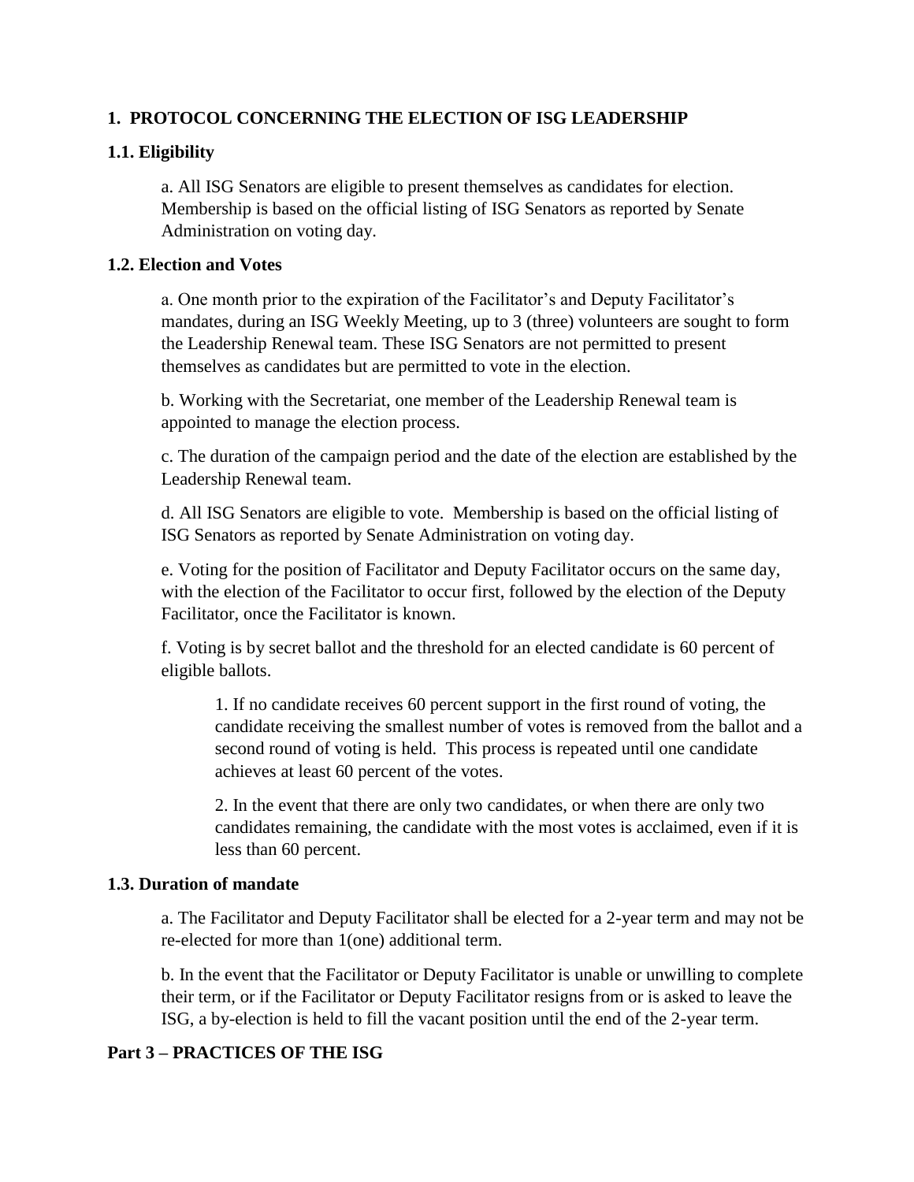## 1. PROTOCOL CONCERNING THE ELECTION OF ISG LEADERSHIP

### 1.1. Eligibility

a. All ISG Senators are eligible to present themselves as candidates for election. Membership is based on the official listing of ISG Senators as reported by Senate Administration on voting day.

### 1.2. Election and Votes

a. One month prior to the expiration of the Facilitator's and Deputy Facilitator's mandates, during an ISG Weekly Meeting, up to 3 (three) volunteers are sought to form the Leadership Renewal team. These ISG Senators are not permitted to present themselves as candidates but are permitted to vote in the election.

b. Working with the Secretariat, one member of the Leadership Renewal team is appointed to manage the election process.

c. The duration of the campaign period and the date of the election are established by the Leadership Renewal team.

d. All ISG Senators are eligible to vote. Membership is based on the official listing of ISG Senators as reported by Senate Administration on voting day.

e. Voting for the position of Facilitator and Deputy Facilitator occurs on the same day, with the election of the Facilitator to occur first, followed by the election of the Deputy Facilitator, once the Facilitator is known.

f. Voting is by secret ballot and the threshold for an elected candidate is 60 percent of eligible ballots.

> 1. If no candidate receives 60 percent support in the first round of voting, the candidate receiving the smallest number of votes is removed from the ballot and a second round of voting is held. This process is repeated until one candidate achieves at least 60 percent of the votes.
>
> 2. In the event that there are only two candidates, or when there are only two candidates remaining, the candidate with the most votes is acclaimed, even if it is less than 60 percent.

### 1.3. Duration of mandate

a. The Facilitator and Deputy Facilitator shall be elected for a 2-year term and may not be re-elected for more than 1(one) additional term.

b. In the event that the Facilitator or Deputy Facilitator is unable or unwilling to complete their term, or if the Facilitator or Deputy Facilitator resigns from or is asked to leave the ISG, a by-election is held to fill the vacant position until the end of the 2-year term.

## Part 3 – PRACTICES OF THE ISG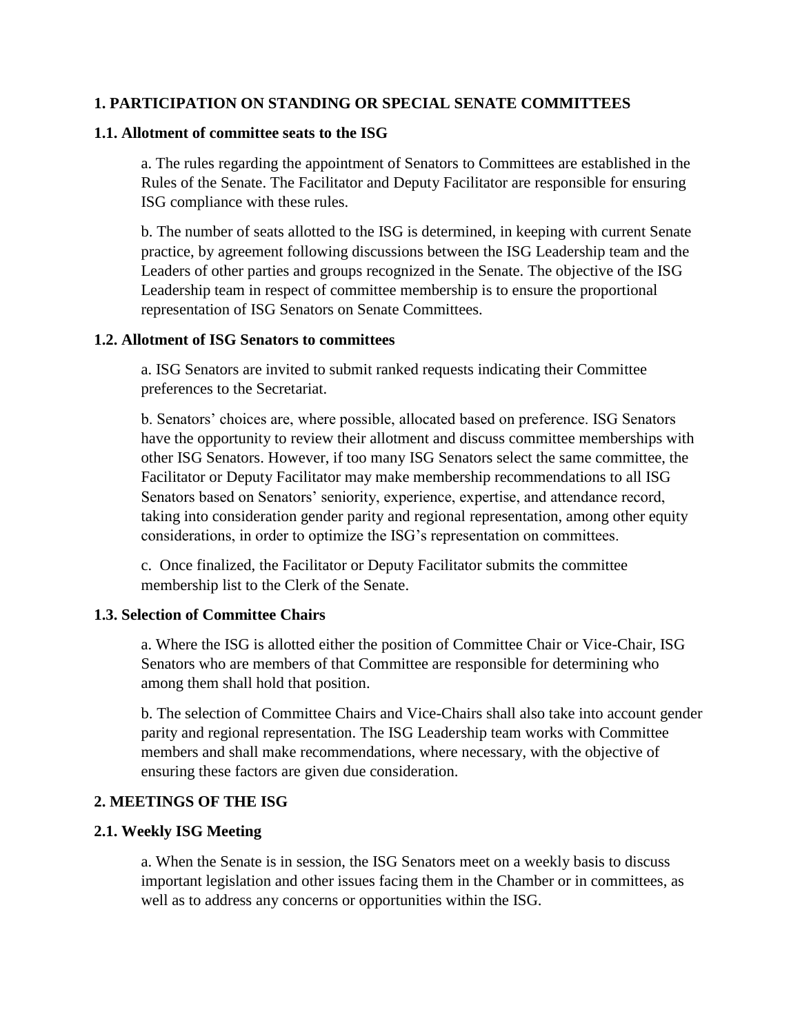## 1. PARTICIPATION ON STANDING OR SPECIAL SENATE COMMITTEES

### 1.1. Allotment of committee seats to the ISG

a. The rules regarding the appointment of Senators to Committees are established in the Rules of the Senate. The Facilitator and Deputy Facilitator are responsible for ensuring ISG compliance with these rules.

b. The number of seats allotted to the ISG is determined, in keeping with current Senate practice, by agreement following discussions between the ISG Leadership team and the Leaders of other parties and groups recognized in the Senate. The objective of the ISG Leadership team in respect of committee membership is to ensure the proportional representation of ISG Senators on Senate Committees.

### 1.2. Allotment of ISG Senators to committees

a. ISG Senators are invited to submit ranked requests indicating their Committee preferences to the Secretariat.

b. Senators' choices are, where possible, allocated based on preference. ISG Senators have the opportunity to review their allotment and discuss committee memberships with other ISG Senators. However, if too many ISG Senators select the same committee, the Facilitator or Deputy Facilitator may make membership recommendations to all ISG Senators based on Senators' seniority, experience, expertise, and attendance record, taking into consideration gender parity and regional representation, among other equity considerations, in order to optimize the ISG's representation on committees.

c. Once finalized, the Facilitator or Deputy Facilitator submits the committee membership list to the Clerk of the Senate.

### 1.3. Selection of Committee Chairs

a. Where the ISG is allotted either the position of Committee Chair or Vice-Chair, ISG Senators who are members of that Committee are responsible for determining who among them shall hold that position.

b. The selection of Committee Chairs and Vice-Chairs shall also take into account gender parity and regional representation. The ISG Leadership team works with Committee members and shall make recommendations, where necessary, with the objective of ensuring these factors are given due consideration.

## 2. MEETINGS OF THE ISG

### 2.1. Weekly ISG Meeting

a. When the Senate is in session, the ISG Senators meet on a weekly basis to discuss important legislation and other issues facing them in the Chamber or in committees, as well as to address any concerns or opportunities within the ISG.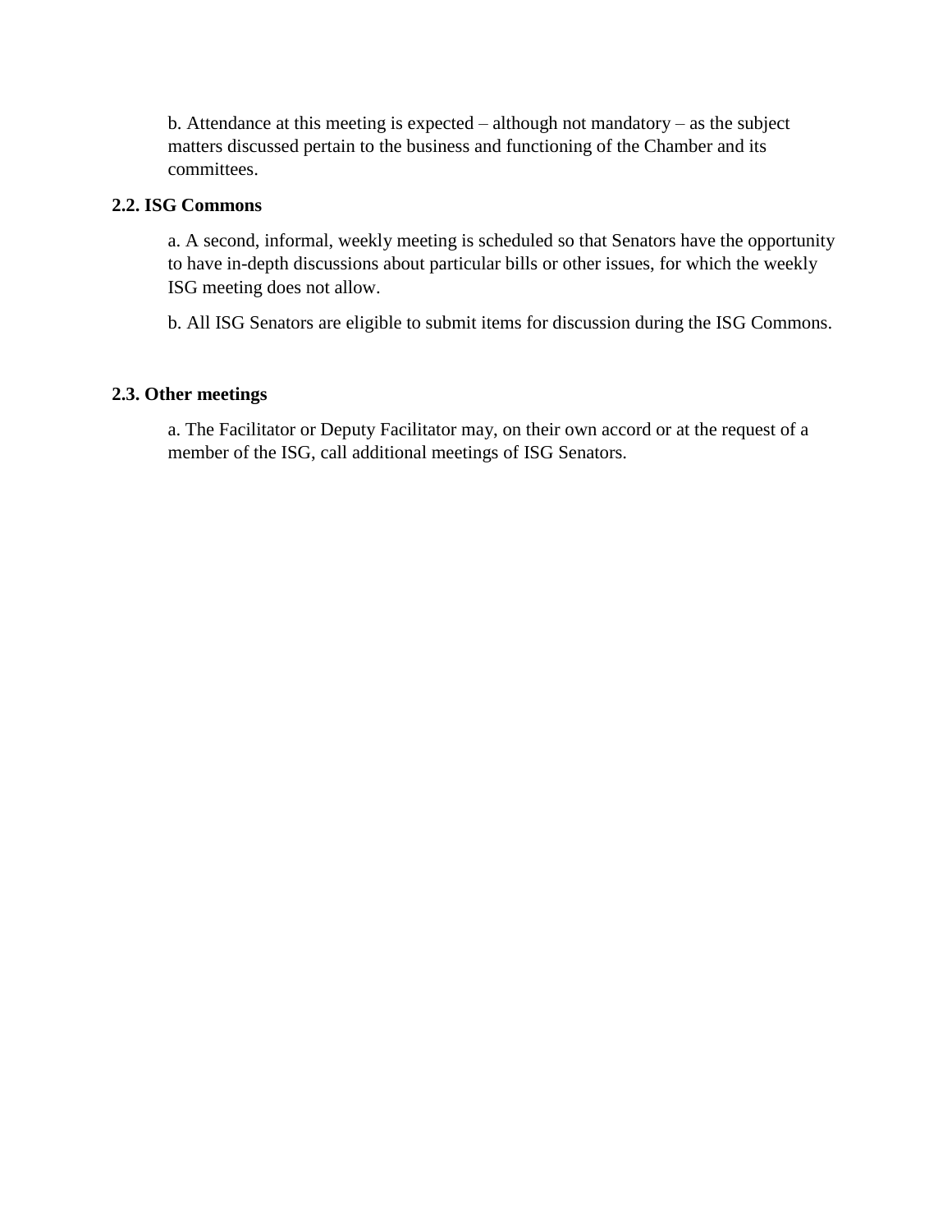b. Attendance at this meeting is expected – although not mandatory – as the subject matters discussed pertain to the business and functioning of the Chamber and its committees.

**2.2. ISG Commons**

a. A second, informal, weekly meeting is scheduled so that Senators have the opportunity to have in-depth discussions about particular bills or other issues, for which the weekly ISG meeting does not allow.

b. All ISG Senators are eligible to submit items for discussion during the ISG Commons.

**2.3. Other meetings**

a. The Facilitator or Deputy Facilitator may, on their own accord or at the request of a member of the ISG, call additional meetings of ISG Senators.